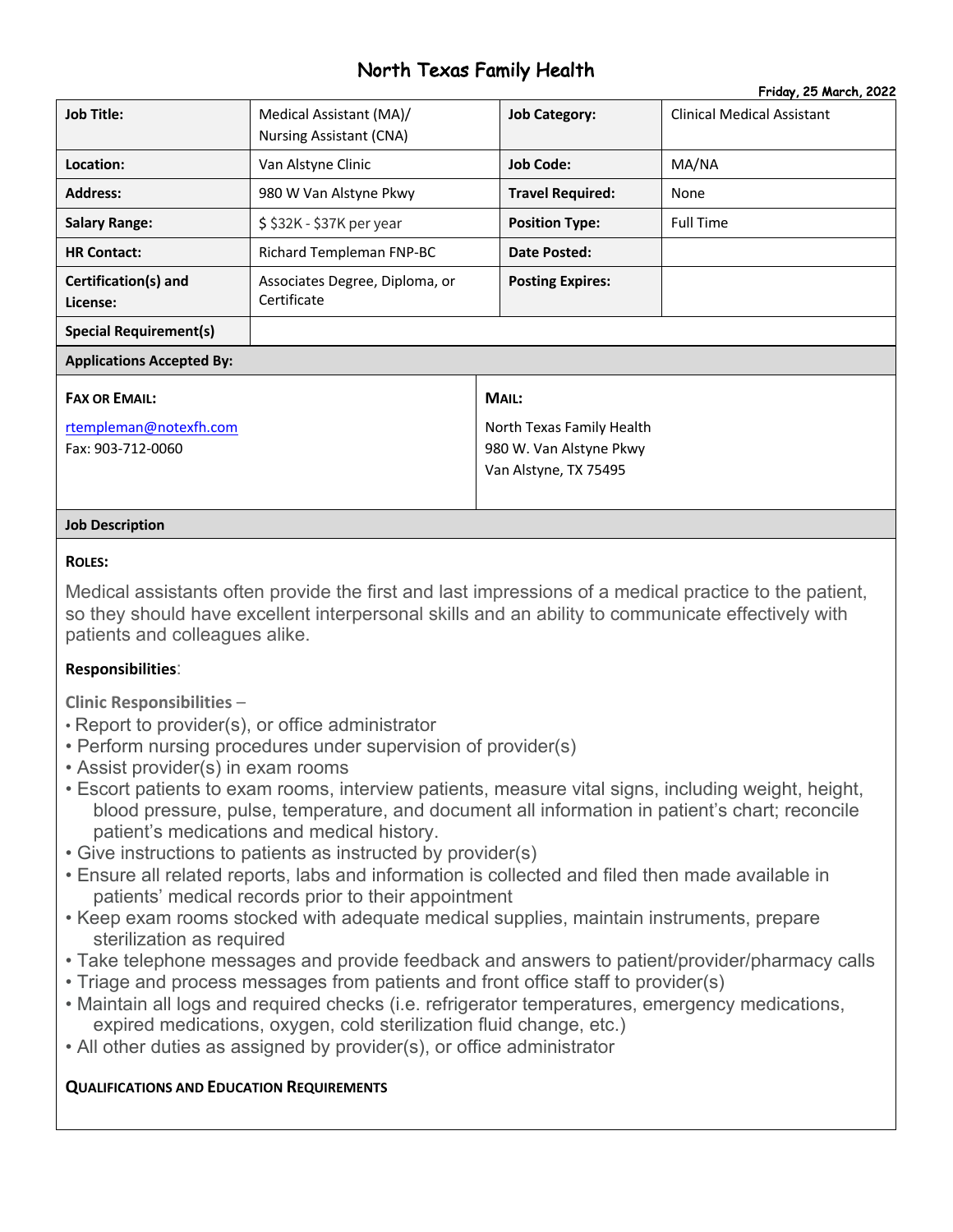# North Texas Family Health

**Friday, 25 March, 2022**

| **Job Title:** | Medical Assistant (MA)/ Nursing Assistant (CNA) | **Job Category:** | Clinical Medical Assistant |
|---|---|---|---|
| **Location:** | Van Alstyne Clinic | **Job Code:** | MA/NA |
| **Address:** | 980 W Van Alstyne Pkwy | **Travel Required:** | None |
| **Salary Range:** | $ $32K - $37K per year | **Position Type:** | Full Time |
| **HR Contact:** | Richard Templeman FNP-BC | **Date Posted:** | |
| **Certification(s) and License:** | Associates Degree, Diploma, or Certificate | **Posting Expires:** | |
| **Special Requirement(s)** | | | |

**Applications Accepted By:**

| **FAX OR EMAIL:** | **MAIL:** |
|---|---|
| rtempleman@notexfh.com<br>Fax: 903-712-0060 | North Texas Family Health<br>980 W. Van Alstyne Pkwy<br>Van Alstyne, TX 75495 |

**Job Description**

**ROLES:**

Medical assistants often provide the first and last impressions of a medical practice to the patient, so they should have excellent interpersonal skills and an ability to communicate effectively with patients and colleagues alike.

**Responsibilities**:

**Clinic Responsibilities** –

- Report to provider(s), or office administrator
- Perform nursing procedures under supervision of provider(s)
- Assist provider(s) in exam rooms
- Escort patients to exam rooms, interview patients, measure vital signs, including weight, height, blood pressure, pulse, temperature, and document all information in patient's chart; reconcile patient's medications and medical history.
- Give instructions to patients as instructed by provider(s)
- Ensure all related reports, labs and information is collected and filed then made available in patients' medical records prior to their appointment
- Keep exam rooms stocked with adequate medical supplies, maintain instruments, prepare sterilization as required
- Take telephone messages and provide feedback and answers to patient/provider/pharmacy calls
- Triage and process messages from patients and front office staff to provider(s)
- Maintain all logs and required checks (i.e. refrigerator temperatures, emergency medications, expired medications, oxygen, cold sterilization fluid change, etc.)
- All other duties as assigned by provider(s), or office administrator

**QUALIFICATIONS AND EDUCATION REQUIREMENTS**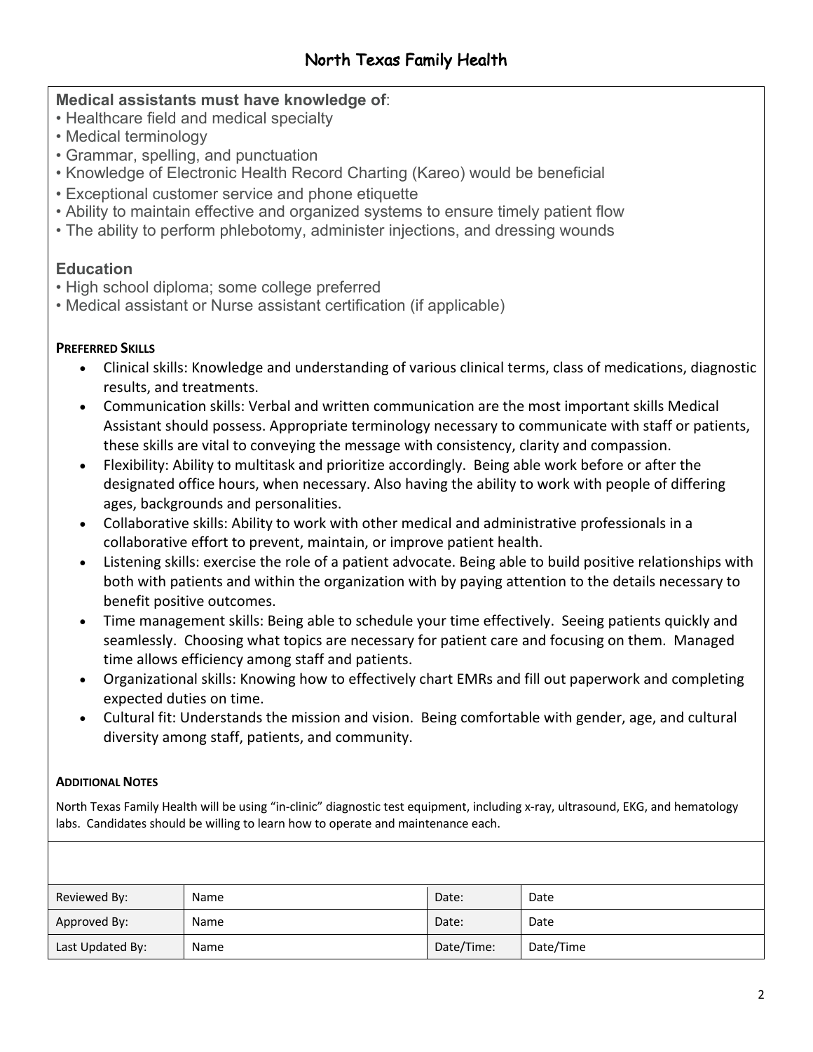# North Texas Family Health

**Medical assistants must have knowledge of**:

- Healthcare field and medical specialty
- Medical terminology
- Grammar, spelling, and punctuation
- Knowledge of Electronic Health Record Charting (Kareo) would be beneficial
- Exceptional customer service and phone etiquette
- Ability to maintain effective and organized systems to ensure timely patient flow
- The ability to perform phlebotomy, administer injections, and dressing wounds

### Education

- High school diploma; some college preferred
- Medical assistant or Nurse assistant certification (if applicable)

### PREFERRED SKILLS

- Clinical skills: Knowledge and understanding of various clinical terms, class of medications, diagnostic results, and treatments.
- Communication skills: Verbal and written communication are the most important skills Medical Assistant should possess. Appropriate terminology necessary to communicate with staff or patients, these skills are vital to conveying the message with consistency, clarity and compassion.
- Flexibility: Ability to multitask and prioritize accordingly. Being able work before or after the designated office hours, when necessary. Also having the ability to work with people of differing ages, backgrounds and personalities.
- Collaborative skills: Ability to work with other medical and administrative professionals in a collaborative effort to prevent, maintain, or improve patient health.
- Listening skills: exercise the role of a patient advocate. Being able to build positive relationships with both with patients and within the organization with by paying attention to the details necessary to benefit positive outcomes.
- Time management skills: Being able to schedule your time effectively. Seeing patients quickly and seamlessly. Choosing what topics are necessary for patient care and focusing on them. Managed time allows efficiency among staff and patients.
- Organizational skills: Knowing how to effectively chart EMRs and fill out paperwork and completing expected duties on time.
- Cultural fit: Understands the mission and vision. Being comfortable with gender, age, and cultural diversity among staff, patients, and community.

### ADDITIONAL NOTES

North Texas Family Health will be using "in-clinic" diagnostic test equipment, including x-ray, ultrasound, EKG, and hematology labs. Candidates should be willing to learn how to operate and maintenance each.

| | | | |
|---|---|---|---|
| Reviewed By: | Name | Date: | Date |
| Approved By: | Name | Date: | Date |
| Last Updated By: | Name | Date/Time: | Date/Time |